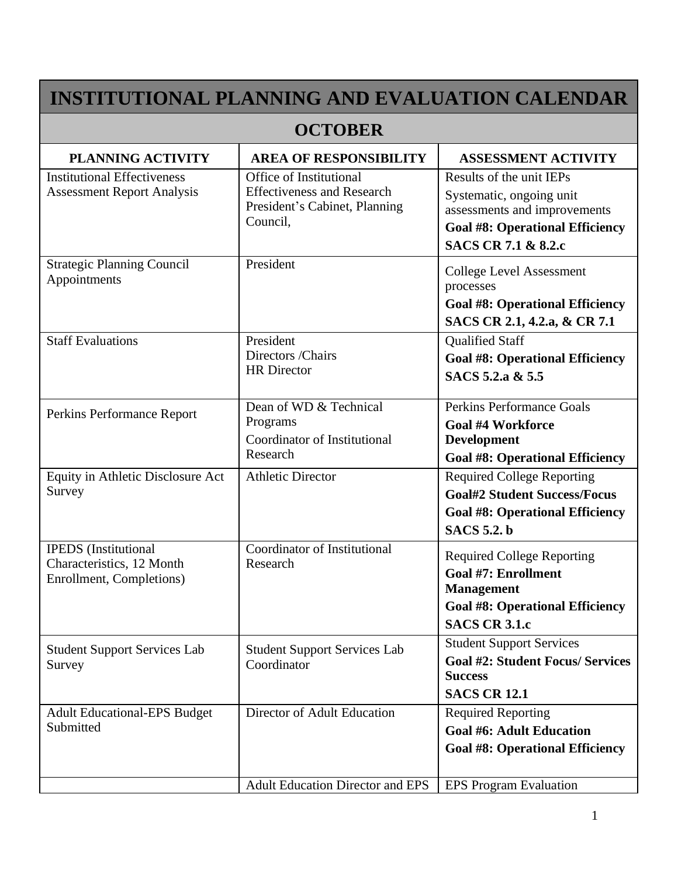# INSTITUTIONAL PLANNING AND EVALUATION CALENDAR

## OCTOBER

| PLANNING ACTIVITY | AREA OF RESPONSIBILITY | ASSESSMENT ACTIVITY |
|---|---|---|
| Institutional Effectiveness Assessment Report Analysis | Office of Institutional Effectiveness and Research President's Cabinet, Planning Council, | Results of the unit IEPs<br>Systematic, ongoing unit assessments and improvements<br>**Goal #8: Operational Efficiency**<br>**SACS CR 7.1 & 8.2.c** |
| Strategic Planning Council Appointments | President | College Level Assessment processes<br>**Goal #8: Operational Efficiency**<br>**SACS CR 2.1, 4.2.a, & CR 7.1** |
| Staff Evaluations | President<br>Directors /Chairs<br>HR Director | Qualified Staff<br>**Goal #8: Operational Efficiency**<br>**SACS 5.2.a & 5.5** |
| Perkins Performance Report | Dean of WD & Technical Programs<br>Coordinator of Institutional Research | Perkins Performance Goals<br>**Goal #4 Workforce Development**<br>**Goal #8: Operational Efficiency** |
| Equity in Athletic Disclosure Act Survey | Athletic Director | Required College Reporting<br>**Goal#2 Student Success/Focus**<br>**Goal #8: Operational Efficiency**<br>**SACS 5.2. b** |
| IPEDS (Institutional Characteristics, 12 Month Enrollment, Completions) | Coordinator of Institutional Research | Required College Reporting<br>**Goal #7: Enrollment Management**<br>**Goal #8: Operational Efficiency**<br>**SACS CR 3.1.c** |
| Student Support Services Lab Survey | Student Support Services Lab Coordinator | Student Support Services<br>**Goal #2: Student Focus/ Services Success**<br>**SACS CR 12.1** |
| Adult Educational-EPS Budget Submitted | Director of Adult Education | Required Reporting<br>**Goal #6: Adult Education**<br>**Goal #8: Operational Efficiency** |
| | Adult Education Director and EPS | EPS Program Evaluation |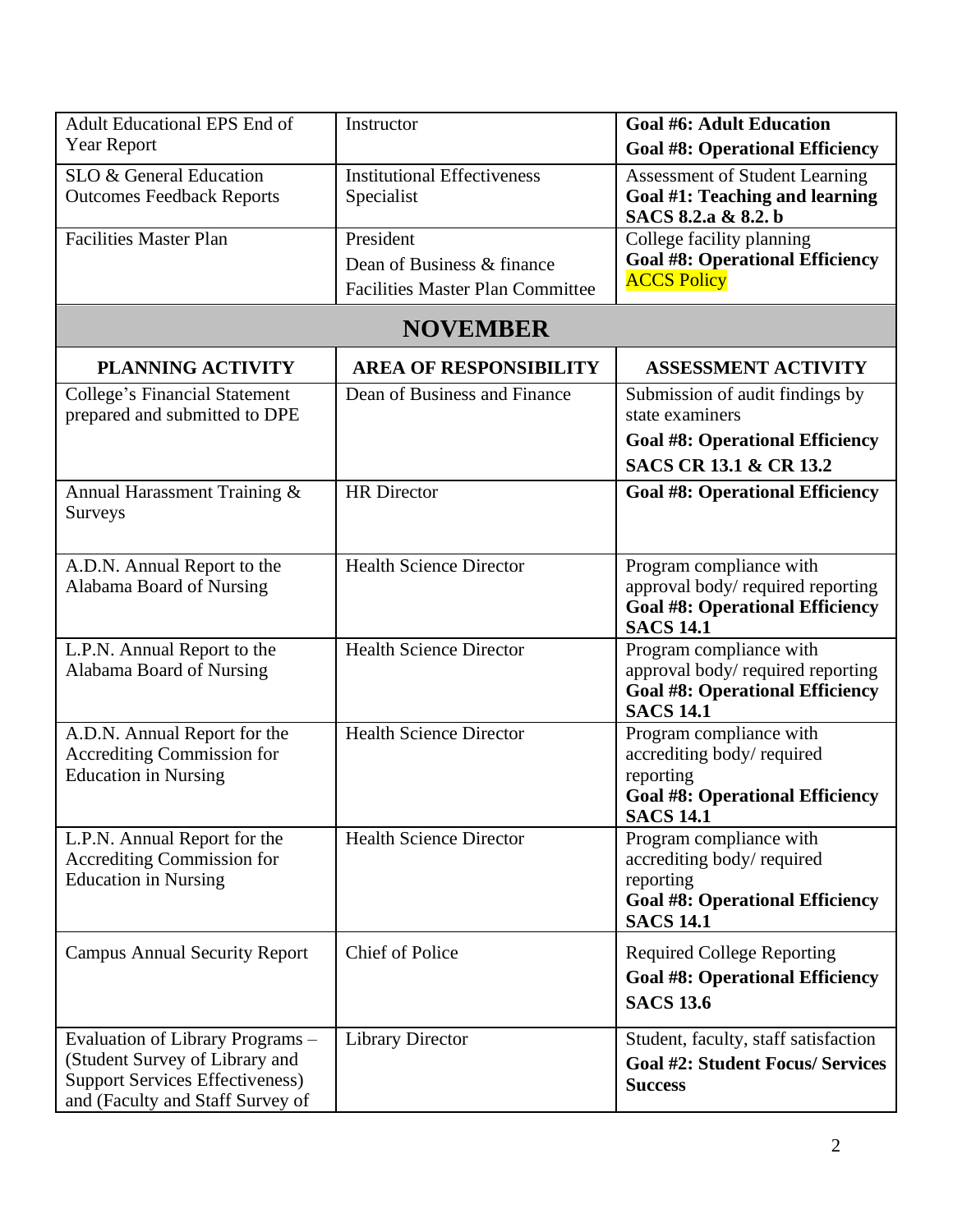| | | |
|---|---|---|
| Adult Educational EPS End of Year Report | Instructor | **Goal #6: Adult Education** **Goal #8: Operational Efficiency** |
| SLO & General Education Outcomes Feedback Reports | Institutional Effectiveness Specialist | Assessment of Student Learning **Goal #1: Teaching and learning SACS 8.2.a & 8.2. b** |
| Facilities Master Plan | President<br>Dean of Business & finance<br>Facilities Master Plan Committee | College facility planning **Goal #8: Operational Efficiency** ACCS Policy |

## NOVEMBER

| PLANNING ACTIVITY | AREA OF RESPONSIBILITY | ASSESSMENT ACTIVITY |
|---|---|---|
| College's Financial Statement prepared and submitted to DPE | Dean of Business and Finance | Submission of audit findings by state examiners<br>**Goal #8: Operational Efficiency**<br>**SACS CR 13.1 & CR 13.2** |
| Annual Harassment Training & Surveys | HR Director | **Goal #8: Operational Efficiency** |
| A.D.N. Annual Report to the Alabama Board of Nursing | Health Science Director | Program compliance with approval body/ required reporting **Goal #8: Operational Efficiency SACS 14.1** |
| L.P.N. Annual Report to the Alabama Board of Nursing | Health Science Director | Program compliance with approval body/ required reporting **Goal #8: Operational Efficiency SACS 14.1** |
| A.D.N. Annual Report for the Accrediting Commission for Education in Nursing | Health Science Director | Program compliance with accrediting body/ required reporting **Goal #8: Operational Efficiency SACS 14.1** |
| L.P.N. Annual Report for the Accrediting Commission for Education in Nursing | Health Science Director | Program compliance with accrediting body/ required reporting **Goal #8: Operational Efficiency SACS 14.1** |
| Campus Annual Security Report | Chief of Police | Required College Reporting<br>**Goal #8: Operational Efficiency**<br>**SACS 13.6** |
| Evaluation of Library Programs – (Student Survey of Library and Support Services Effectiveness) and (Faculty and Staff Survey of | Library Director | Student, faculty, staff satisfaction<br>**Goal #2: Student Focus/ Services Success** |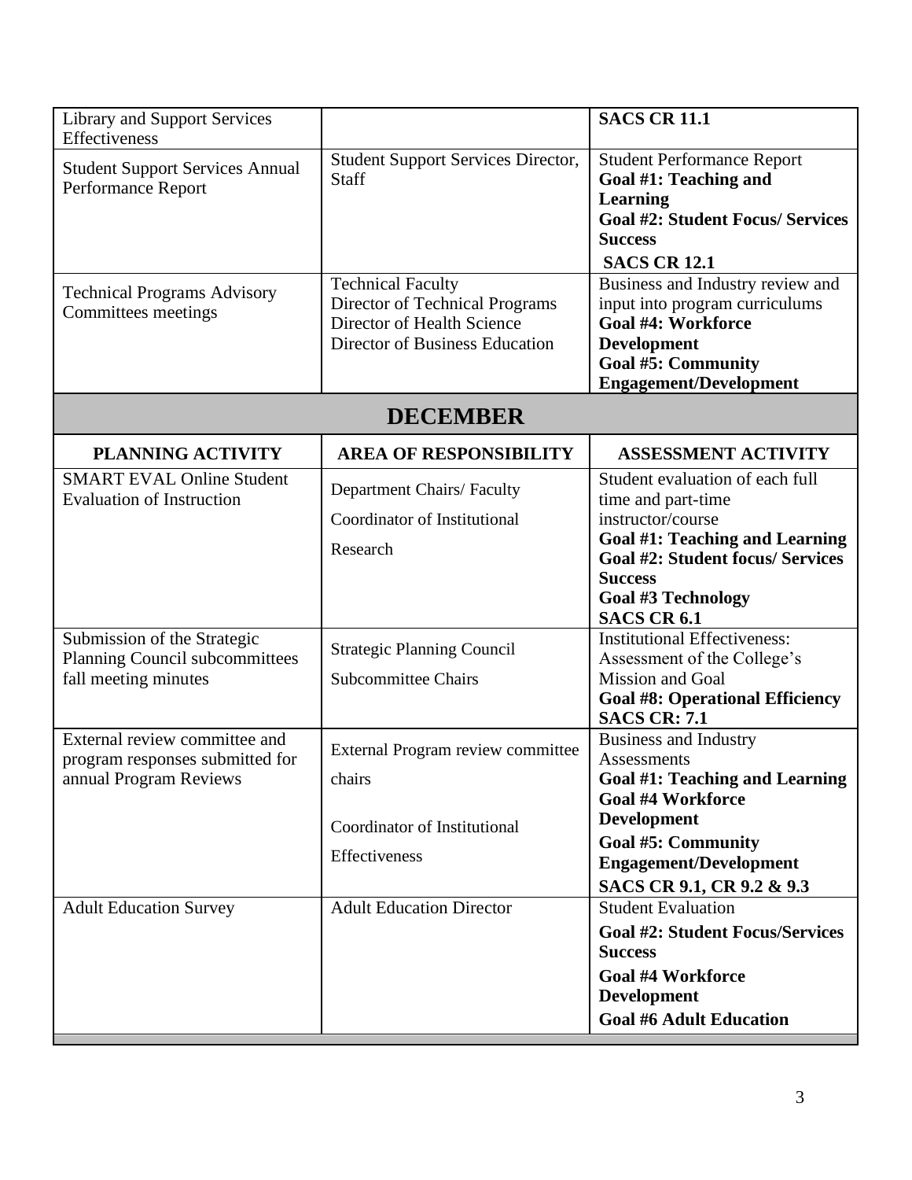| | | |
|---|---|---|
| Library and Support Services Effectiveness | | **SACS CR 11.1** |
| Student Support Services Annual Performance Report | Student Support Services Director, Staff | Student Performance Report **Goal #1: Teaching and Learning** **Goal #2: Student Focus/ Services Success** **SACS CR 12.1** |
| Technical Programs Advisory Committees meetings | Technical Faculty Director of Technical Programs Director of Health Science Director of Business Education | Business and Industry review and input into program curriculums **Goal #4: Workforce Development** **Goal #5: Community Engagement/Development** |

## DECEMBER

| PLANNING ACTIVITY | AREA OF RESPONSIBILITY | ASSESSMENT ACTIVITY |
|---|---|---|
| SMART EVAL Online Student Evaluation of Instruction | Department Chairs/ Faculty Coordinator of Institutional Research | Student evaluation of each full time and part-time instructor/course **Goal #1: Teaching and Learning** **Goal #2: Student focus/ Services Success** **Goal #3 Technology** **SACS CR 6.1** |
| Submission of the Strategic Planning Council subcommittees fall meeting minutes | Strategic Planning Council Subcommittee Chairs | Institutional Effectiveness: Assessment of the College's Mission and Goal **Goal #8: Operational Efficiency** **SACS CR: 7.1** |
| External review committee and program responses submitted for annual Program Reviews | External Program review committee chairs Coordinator of Institutional Effectiveness | Business and Industry Assessments **Goal #1: Teaching and Learning** **Goal #4 Workforce Development** **Goal #5: Community Engagement/Development** **SACS CR 9.1, CR 9.2 & 9.3** |
| Adult Education Survey | Adult Education Director | Student Evaluation **Goal #2: Student Focus/Services Success** **Goal #4 Workforce Development** **Goal #6 Adult Education** |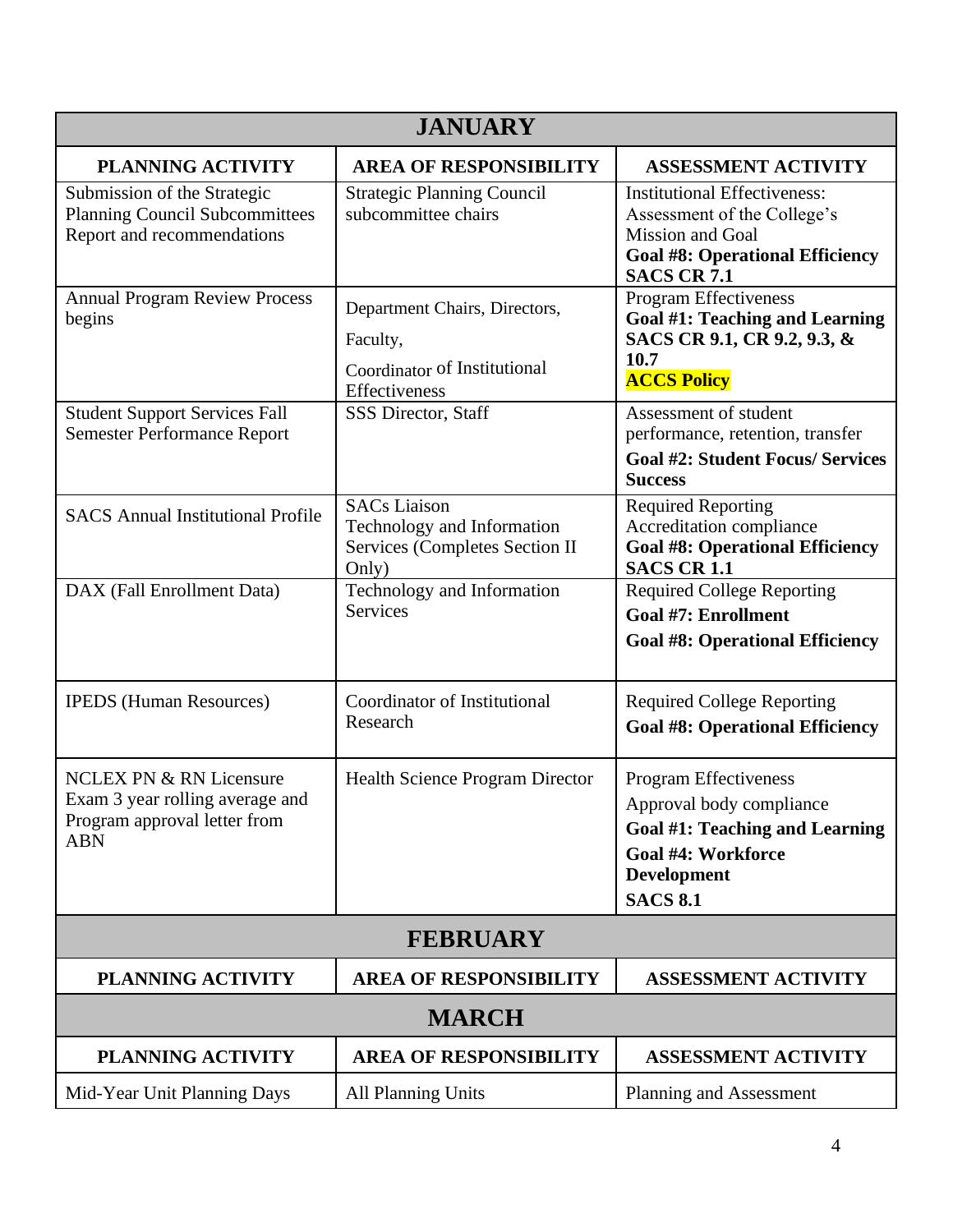| JANUARY | | |
|---|---|---|
| **PLANNING ACTIVITY** | **AREA OF RESPONSIBILITY** | **ASSESSMENT ACTIVITY** |
| Submission of the Strategic Planning Council Subcommittees Report and recommendations | Strategic Planning Council subcommittee chairs | Institutional Effectiveness: Assessment of the College's Mission and Goal **Goal #8: Operational Efficiency** **SACS CR 7.1** |
| Annual Program Review Process begins | Department Chairs, Directors, Faculty, Coordinator of Institutional Effectiveness | Program Effectiveness **Goal #1: Teaching and Learning** **SACS CR 9.1, CR 9.2, 9.3, & 10.7** **ACCS Policy** |
| Student Support Services Fall Semester Performance Report | SSS Director, Staff | Assessment of student performance, retention, transfer **Goal #2: Student Focus/ Services Success** |
| SACS Annual Institutional Profile | SACs Liaison Technology and Information Services (Completes Section II Only) | Required Reporting Accreditation compliance **Goal #8: Operational Efficiency** **SACS CR 1.1** |
| DAX (Fall Enrollment Data) | Technology and Information Services | Required College Reporting **Goal #7: Enrollment** **Goal #8: Operational Efficiency** |
| IPEDS (Human Resources) | Coordinator of Institutional Research | Required College Reporting **Goal #8: Operational Efficiency** |
| NCLEX PN & RN Licensure Exam 3 year rolling average and Program approval letter from ABN | Health Science Program Director | Program Effectiveness Approval body compliance **Goal #1: Teaching and Learning** **Goal #4: Workforce Development** **SACS 8.1** |

| FEBRUARY | | |
|---|---|---|
| **PLANNING ACTIVITY** | **AREA OF RESPONSIBILITY** | **ASSESSMENT ACTIVITY** |

| MARCH | | |
|---|---|---|
| **PLANNING ACTIVITY** | **AREA OF RESPONSIBILITY** | **ASSESSMENT ACTIVITY** |
| Mid-Year Unit Planning Days | All Planning Units | Planning and Assessment |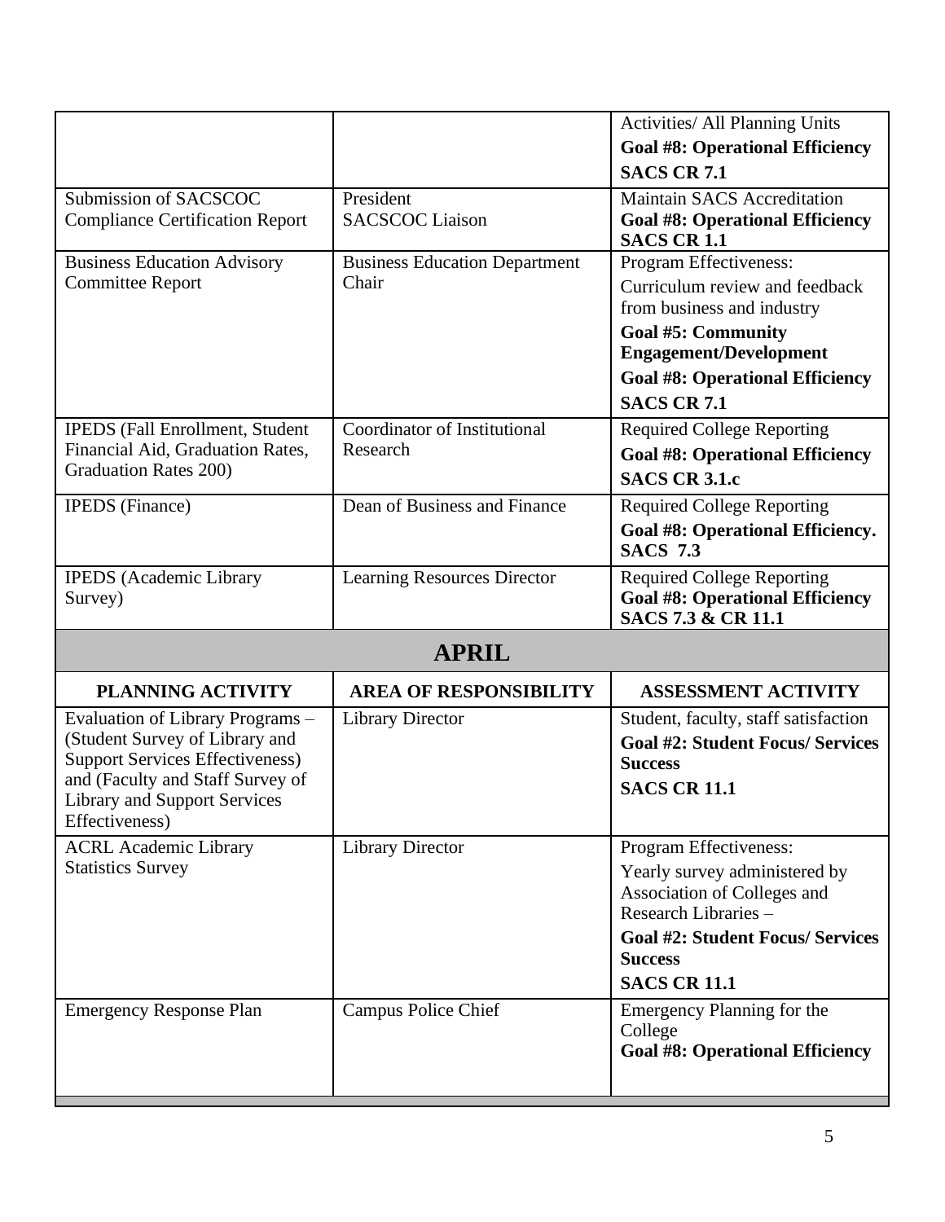| | | |
|---|---|---|
| | | Activities/ All Planning Units<br>**Goal #8: Operational Efficiency**<br>**SACS CR 7.1** |
| Submission of SACSCOC Compliance Certification Report | President<br>SACSCOC Liaison | Maintain SACS Accreditation<br>**Goal #8: Operational Efficiency**<br>**SACS CR 1.1** |
| Business Education Advisory Committee Report | Business Education Department Chair | Program Effectiveness:<br>Curriculum review and feedback from business and industry<br>**Goal #5: Community Engagement/Development**<br>**Goal #8: Operational Efficiency**<br>**SACS CR 7.1** |
| IPEDS (Fall Enrollment, Student Financial Aid, Graduation Rates, Graduation Rates 200) | Coordinator of Institutional Research | Required College Reporting<br>**Goal #8: Operational Efficiency**<br>**SACS CR 3.1.c** |
| IPEDS (Finance) | Dean of Business and Finance | Required College Reporting<br>**Goal #8: Operational Efficiency.**<br>**SACS 7.3** |
| IPEDS (Academic Library Survey) | Learning Resources Director | Required College Reporting<br>**Goal #8: Operational Efficiency**<br>**SACS 7.3 & CR 11.1** |

## APRIL

| PLANNING ACTIVITY | AREA OF RESPONSIBILITY | ASSESSMENT ACTIVITY |
|---|---|---|
| Evaluation of Library Programs – (Student Survey of Library and Support Services Effectiveness) and (Faculty and Staff Survey of Library and Support Services Effectiveness) | Library Director | Student, faculty, staff satisfaction<br>**Goal #2: Student Focus/ Services Success**<br>**SACS CR 11.1** |
| ACRL Academic Library Statistics Survey | Library Director | Program Effectiveness:<br>Yearly survey administered by Association of Colleges and Research Libraries –<br>**Goal #2: Student Focus/ Services Success**<br>**SACS CR 11.1** |
| Emergency Response Plan | Campus Police Chief | Emergency Planning for the College<br>**Goal #8: Operational Efficiency** |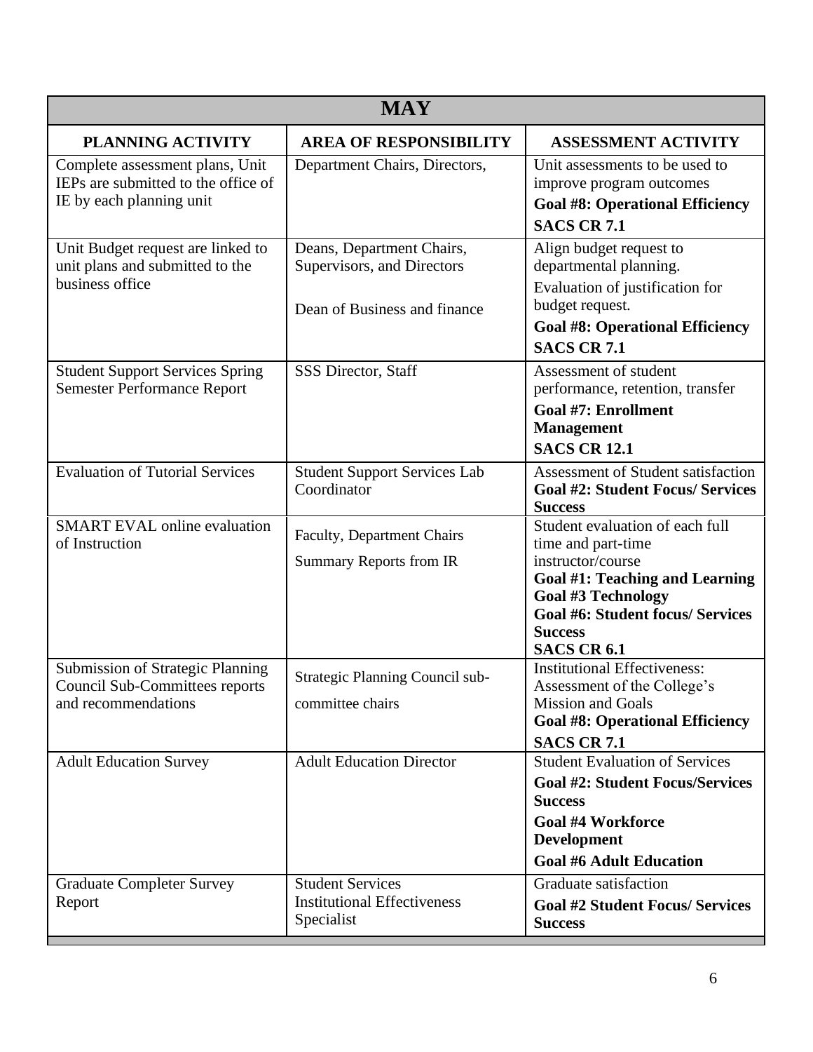| MAY | | |
|---|---|---|
| **PLANNING ACTIVITY** | **AREA OF RESPONSIBILITY** | **ASSESSMENT ACTIVITY** |
| Complete assessment plans, Unit IEPs are submitted to the office of IE by each planning unit | Department Chairs, Directors, | Unit assessments to be used to improve program outcomes<br>**Goal #8: Operational Efficiency**<br>**SACS CR 7.1** |
| Unit Budget request are linked to unit plans and submitted to the business office | Deans, Department Chairs, Supervisors, and Directors<br><br>Dean of Business and finance | Align budget request to departmental planning.<br>Evaluation of justification for budget request.<br>**Goal #8: Operational Efficiency**<br>**SACS CR 7.1** |
| Student Support Services Spring Semester Performance Report | SSS Director, Staff | Assessment of student performance, retention, transfer<br>**Goal #7: Enrollment Management**<br>**SACS CR 12.1** |
| Evaluation of Tutorial Services | Student Support Services Lab Coordinator | Assessment of Student satisfaction<br>**Goal #2: Student Focus/ Services Success** |
| SMART EVAL online evaluation of Instruction | Faculty, Department Chairs<br>Summary Reports from IR | Student evaluation of each full time and part-time instructor/course<br>**Goal #1: Teaching and Learning**<br>**Goal #3 Technology**<br>**Goal #6: Student focus/ Services Success**<br>**SACS CR 6.1** |
| Submission of Strategic Planning Council Sub-Committees reports and recommendations | Strategic Planning Council sub-committee chairs | Institutional Effectiveness: Assessment of the College's Mission and Goals<br>**Goal #8: Operational Efficiency**<br>**SACS CR 7.1** |
| Adult Education Survey | Adult Education Director | Student Evaluation of Services<br>**Goal #2: Student Focus/Services Success**<br>**Goal #4 Workforce Development**<br>**Goal #6 Adult Education** |
| Graduate Completer Survey Report | Student Services<br>Institutional Effectiveness Specialist | Graduate satisfaction<br>**Goal #2 Student Focus/ Services Success** |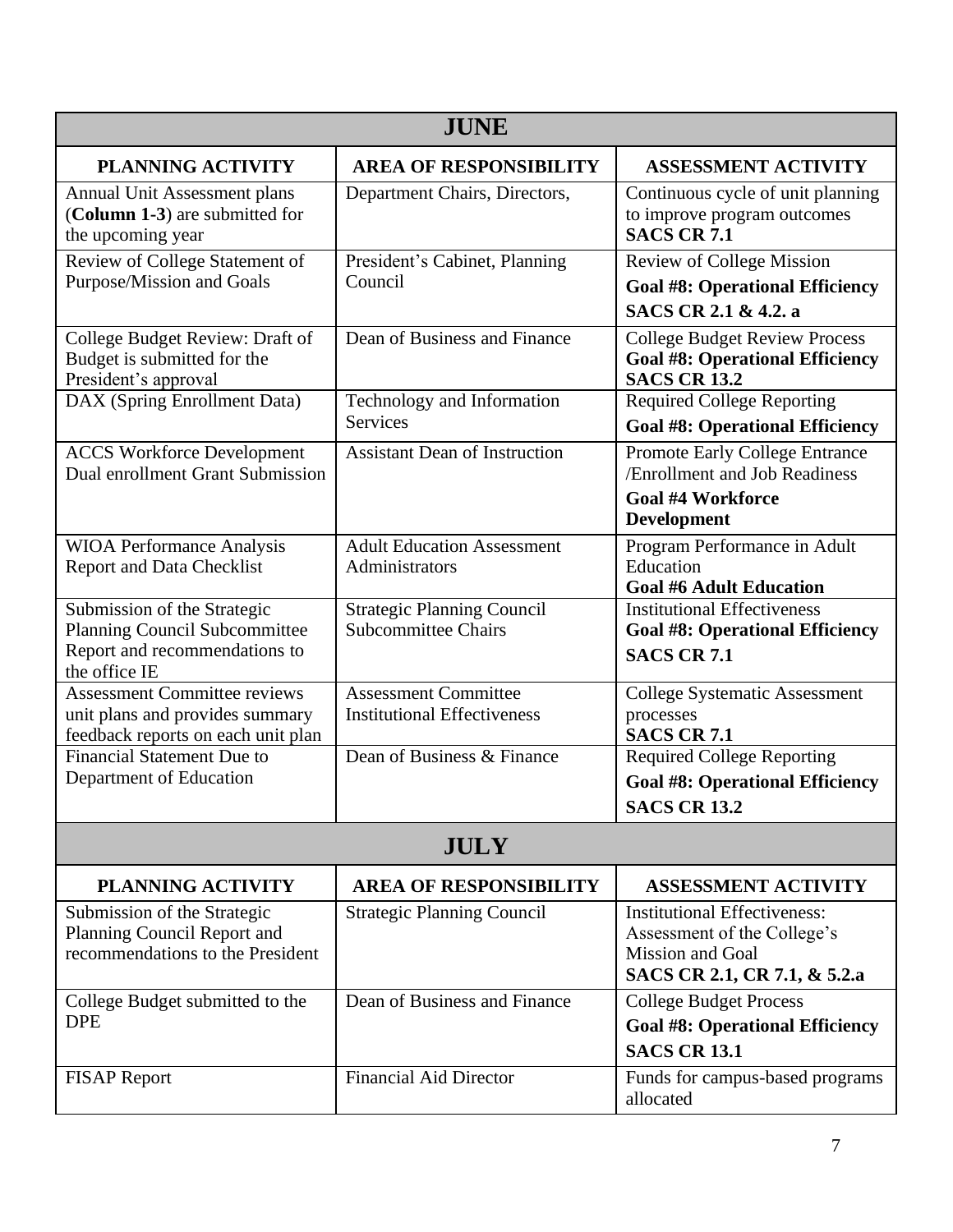| JUNE | | |
|---|---|---|
| **PLANNING ACTIVITY** | **AREA OF RESPONSIBILITY** | **ASSESSMENT ACTIVITY** |
| Annual Unit Assessment plans (**Column 1-3**) are submitted for the upcoming year | Department Chairs, Directors, | Continuous cycle of unit planning to improve program outcomes **SACS CR 7.1** |
| Review of College Statement of Purpose/Mission and Goals | President's Cabinet, Planning Council | Review of College Mission **Goal #8: Operational Efficiency** **SACS CR 2.1 & 4.2. a** |
| College Budget Review: Draft of Budget is submitted for the President's approval | Dean of Business and Finance | College Budget Review Process **Goal #8: Operational Efficiency** **SACS CR 13.2** |
| DAX (Spring Enrollment Data) | Technology and Information Services | Required College Reporting **Goal #8: Operational Efficiency** |
| ACCS Workforce Development Dual enrollment Grant Submission | Assistant Dean of Instruction | Promote Early College Entrance /Enrollment and Job Readiness **Goal #4 Workforce Development** |
| WIOA Performance Analysis Report and Data Checklist | Adult Education Assessment Administrators | Program Performance in Adult Education **Goal #6 Adult Education** |
| Submission of the Strategic Planning Council Subcommittee Report and recommendations to the office IE | Strategic Planning Council Subcommittee Chairs | Institutional Effectiveness **Goal #8: Operational Efficiency** **SACS CR 7.1** |
| Assessment Committee reviews unit plans and provides summary feedback reports on each unit plan | Assessment Committee Institutional Effectiveness | College Systematic Assessment processes **SACS CR 7.1** |
| Financial Statement Due to Department of Education | Dean of Business & Finance | Required College Reporting **Goal #8: Operational Efficiency** **SACS CR 13.2** |

| JULY | | |
|---|---|---|
| **PLANNING ACTIVITY** | **AREA OF RESPONSIBILITY** | **ASSESSMENT ACTIVITY** |
| Submission of the Strategic Planning Council Report and recommendations to the President | Strategic Planning Council | Institutional Effectiveness: Assessment of the College's Mission and Goal **SACS CR 2.1, CR 7.1, & 5.2.a** |
| College Budget submitted to the DPE | Dean of Business and Finance | College Budget Process **Goal #8: Operational Efficiency** **SACS CR 13.1** |
| FISAP Report | Financial Aid Director | Funds for campus-based programs allocated |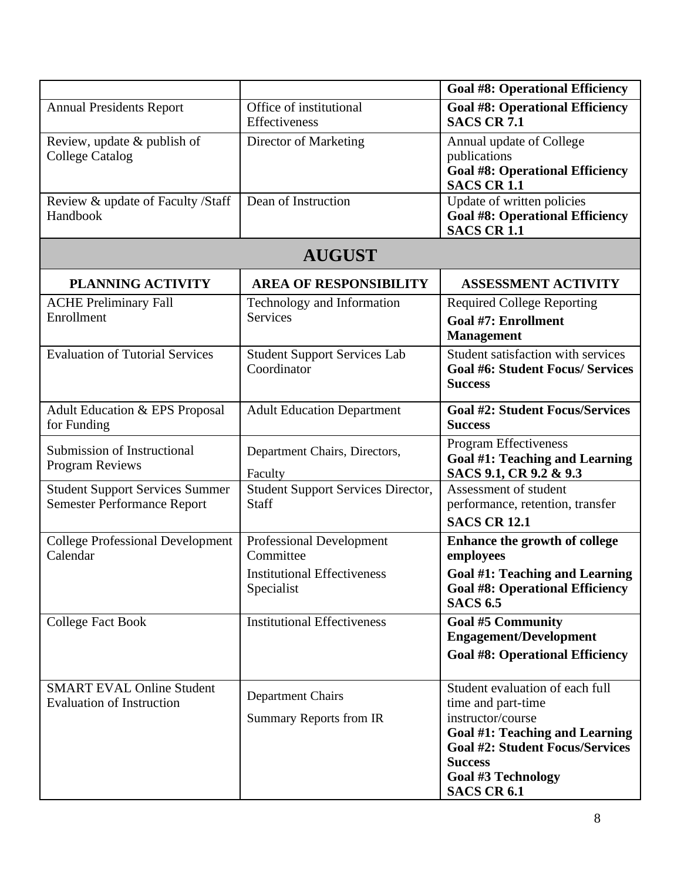| | | **Goal #8: Operational Efficiency** |
|---|---|---|
| Annual Presidents Report | Office of institutional Effectiveness | **Goal #8: Operational Efficiency** **SACS CR 7.1** |
| Review, update & publish of College Catalog | Director of Marketing | Annual update of College publications **Goal #8: Operational Efficiency** **SACS CR 1.1** |
| Review & update of Faculty /Staff Handbook | Dean of Instruction | Update of written policies **Goal #8: Operational Efficiency** **SACS CR 1.1** |

## AUGUST

| PLANNING ACTIVITY | AREA OF RESPONSIBILITY | ASSESSMENT ACTIVITY |
|---|---|---|
| ACHE Preliminary Fall Enrollment | Technology and Information Services | Required College Reporting **Goal #7: Enrollment Management** |
| Evaluation of Tutorial Services | Student Support Services Lab Coordinator | Student satisfaction with services **Goal #6: Student Focus/ Services Success** |
| Adult Education & EPS Proposal for Funding | Adult Education Department | **Goal #2: Student Focus/Services Success** |
| Submission of Instructional Program Reviews | Department Chairs, Directors, Faculty | Program Effectiveness **Goal #1: Teaching and Learning** **SACS 9.1, CR 9.2 & 9.3** |
| Student Support Services Summer Semester Performance Report | Student Support Services Director, Staff | Assessment of student performance, retention, transfer **SACS CR 12.1** |
| College Professional Development Calendar | Professional Development Committee Institutional Effectiveness Specialist | **Enhance the growth of college employees** **Goal #1: Teaching and Learning** **Goal #8: Operational Efficiency** **SACS 6.5** |
| College Fact Book | Institutional Effectiveness | **Goal #5 Community Engagement/Development** **Goal #8: Operational Efficiency** |
| SMART EVAL Online Student Evaluation of Instruction | Department Chairs Summary Reports from IR | Student evaluation of each full time and part-time instructor/course **Goal #1: Teaching and Learning** **Goal #2: Student Focus/Services Success** **Goal #3 Technology** **SACS CR 6.1** |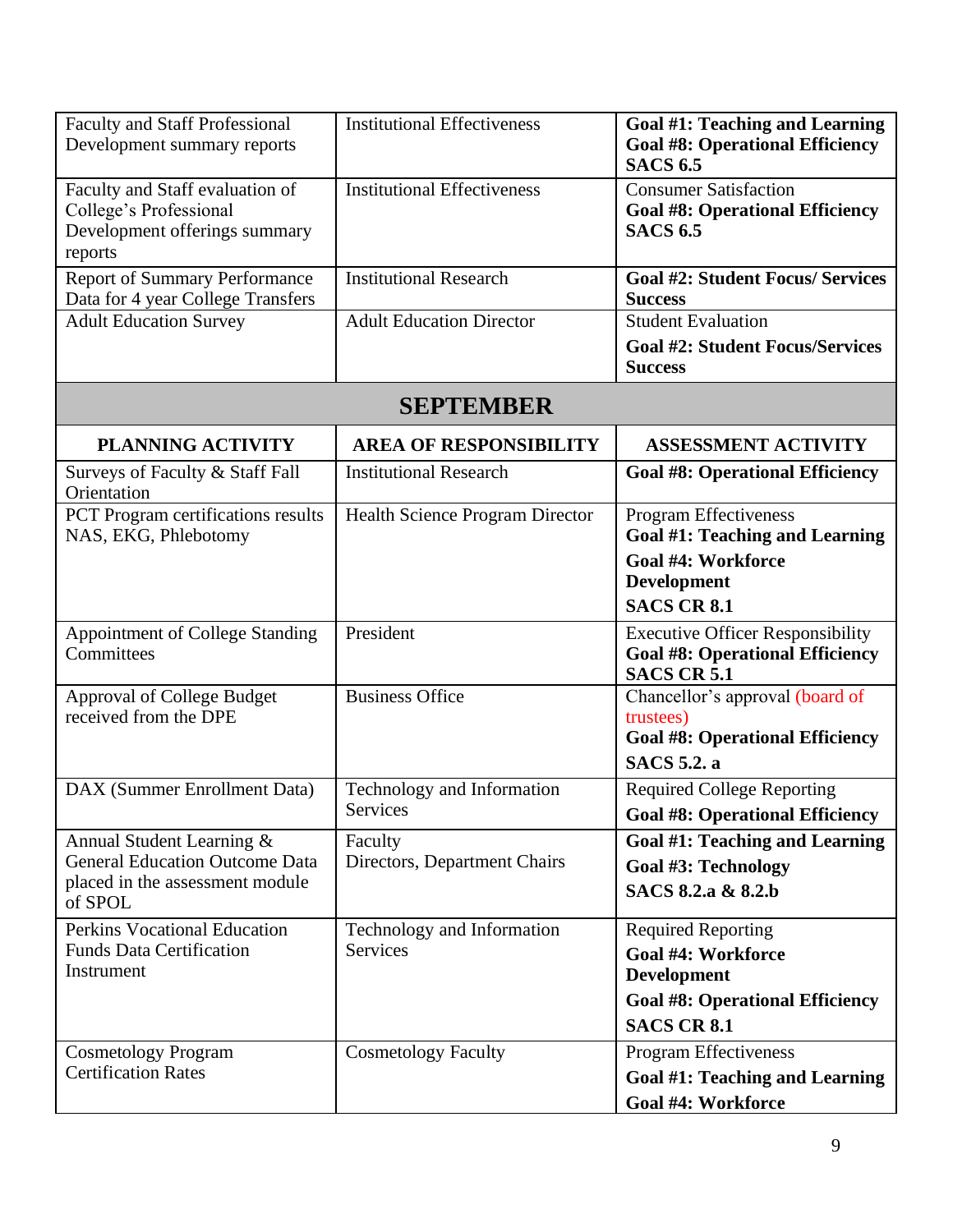| | | |
|---|---|---|
| Faculty and Staff Professional Development summary reports | Institutional Effectiveness | **Goal #1: Teaching and Learning**<br>**Goal #8: Operational Efficiency**<br>**SACS 6.5** |
| Faculty and Staff evaluation of College's Professional Development offerings summary reports | Institutional Effectiveness | Consumer Satisfaction<br>**Goal #8: Operational Efficiency**<br>**SACS 6.5** |
| Report of Summary Performance Data for 4 year College Transfers | Institutional Research | **Goal #2: Student Focus/ Services Success** |
| Adult Education Survey | Adult Education Director | Student Evaluation<br>**Goal #2: Student Focus/Services Success** |

## SEPTEMBER

| PLANNING ACTIVITY | AREA OF RESPONSIBILITY | ASSESSMENT ACTIVITY |
|---|---|---|
| Surveys of Faculty & Staff Fall Orientation | Institutional Research | **Goal #8: Operational Efficiency** |
| PCT Program certifications results NAS, EKG, Phlebotomy | Health Science Program Director | Program Effectiveness<br>**Goal #1: Teaching and Learning**<br>**Goal #4: Workforce Development**<br>**SACS CR 8.1** |
| Appointment of College Standing Committees | President | Executive Officer Responsibility<br>**Goal #8: Operational Efficiency**<br>**SACS CR 5.1** |
| Approval of College Budget received from the DPE | Business Office | Chancellor's approval (board of trustees)<br>**Goal #8: Operational Efficiency**<br>**SACS 5.2. a** |
| DAX (Summer Enrollment Data) | Technology and Information Services | Required College Reporting<br>**Goal #8: Operational Efficiency** |
| Annual Student Learning & General Education Outcome Data placed in the assessment module of SPOL | Faculty<br>Directors, Department Chairs | **Goal #1: Teaching and Learning**<br>**Goal #3: Technology**<br>**SACS 8.2.a & 8.2.b** |
| Perkins Vocational Education Funds Data Certification Instrument | Technology and Information Services | Required Reporting<br>**Goal #4: Workforce Development**<br>**Goal #8: Operational Efficiency**<br>**SACS CR 8.1** |
| Cosmetology Program Certification Rates | Cosmetology Faculty | Program Effectiveness<br>**Goal #1: Teaching and Learning**<br>**Goal #4: Workforce** |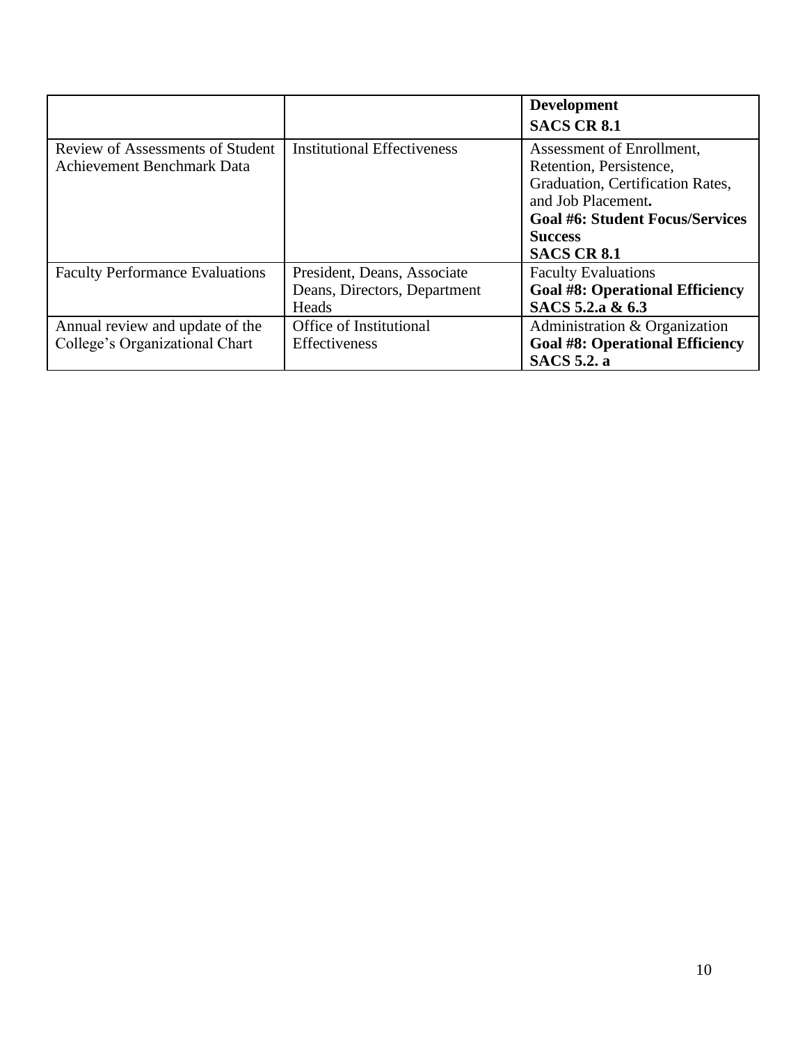| | | |
|---|---|---|
| | | **Development**<br>**SACS CR 8.1** |
| Review of Assessments of Student Achievement Benchmark Data | Institutional Effectiveness | Assessment of Enrollment, Retention, Persistence, Graduation, Certification Rates, and Job Placement**.**<br>**Goal #6: Student Focus/Services Success**<br>**SACS CR 8.1** |
| Faculty Performance Evaluations | President, Deans, Associate Deans, Directors, Department Heads | Faculty Evaluations<br>**Goal #8: Operational Efficiency**<br>**SACS 5.2.a & 6.3** |
| Annual review and update of the College's Organizational Chart | Office of Institutional Effectiveness | Administration & Organization<br>**Goal #8: Operational Efficiency**<br>**SACS 5.2. a** |